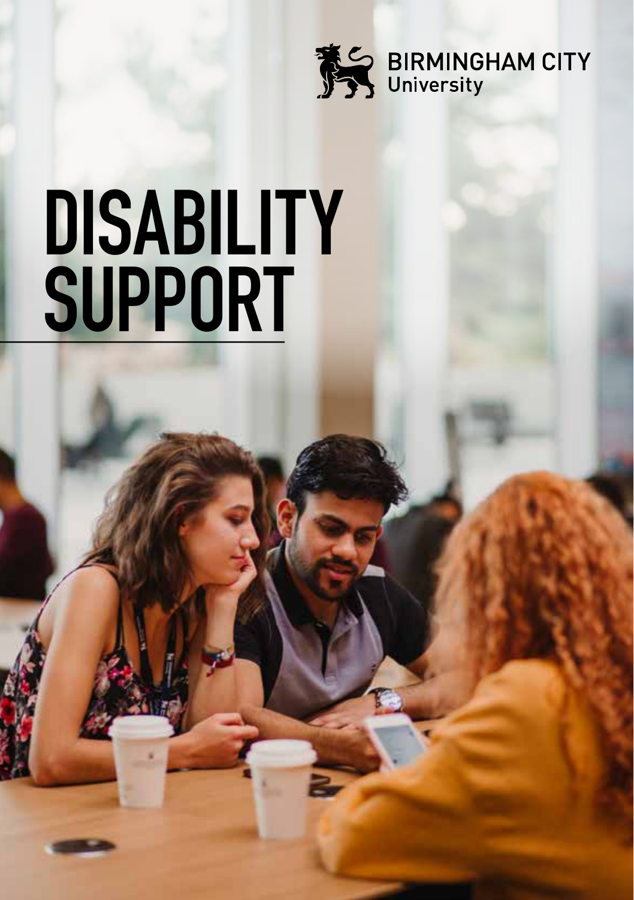BIRMINGHAM CITY University

# DISABILITY SUPPORT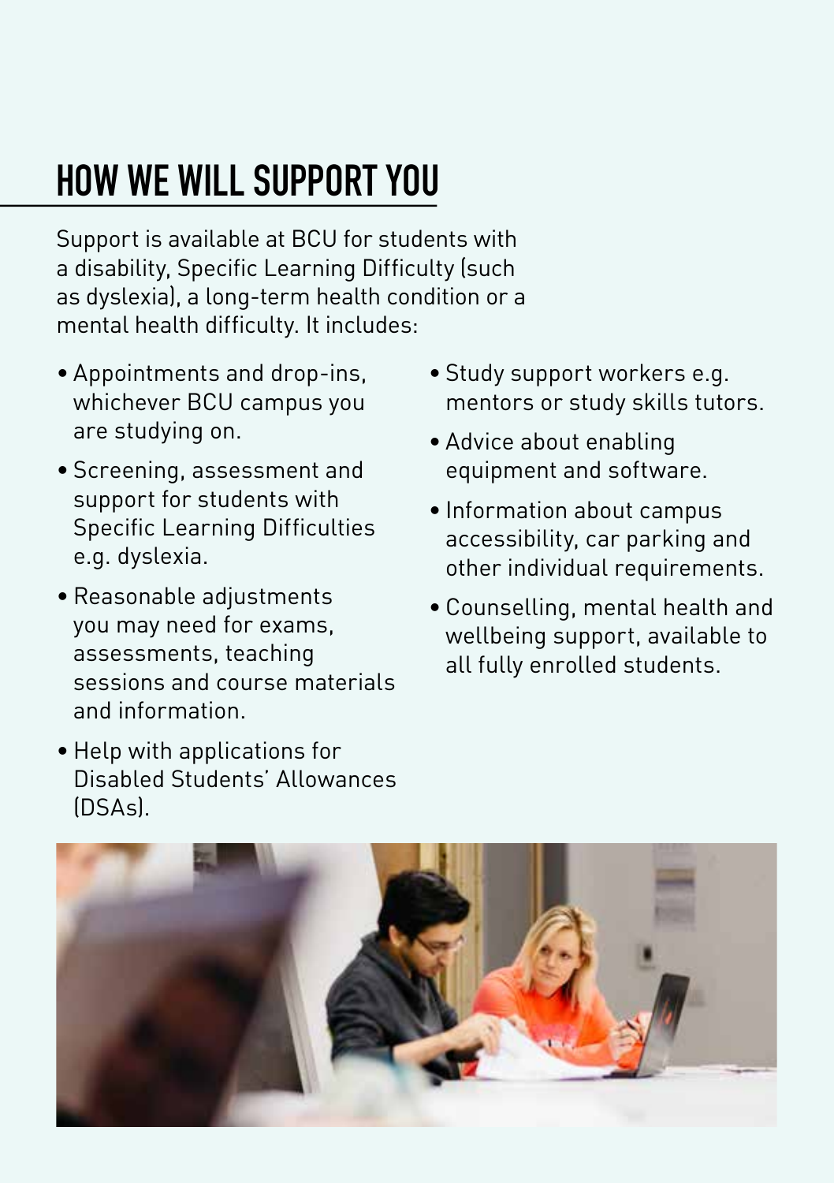## HOW WE WILL SUPPORT YOU

Support is available at BCU for students with a disability, Specific Learning Difficulty (such as dyslexia), a long-term health condition or a mental health difficulty. It includes:

- Appointments and drop-ins, whichever BCU campus you are studying on.
- Screening, assessment and support for students with Specific Learning Difficulties e.g. dyslexia.
- Reasonable adjustments you may need for exams, assessments, teaching sessions and course materials and information.
- Help with applications for Disabled Students' Allowances (DSAs).
- Study support workers e.g. mentors or study skills tutors.
- Advice about enabling equipment and software.
- Information about campus accessibility, car parking and other individual requirements.
- Counselling, mental health and wellbeing support, available to all fully enrolled students.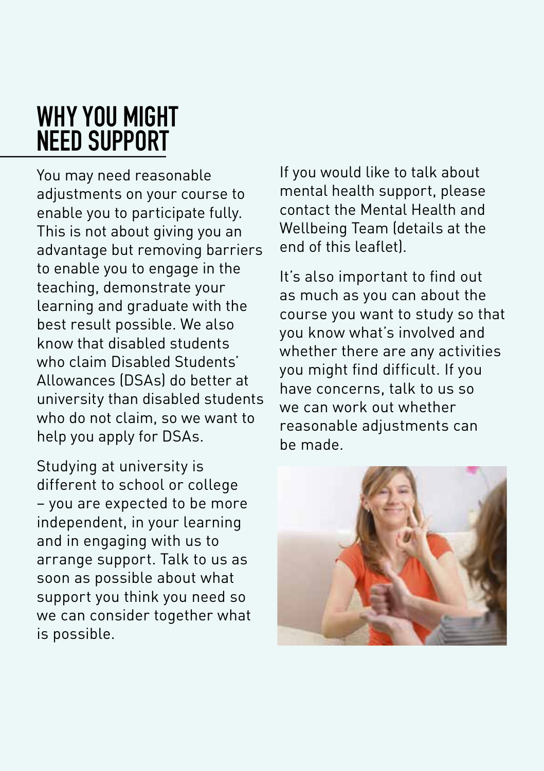# WHY YOU MIGHT NEED SUPPORT

You may need reasonable adjustments on your course to enable you to participate fully. This is not about giving you an advantage but removing barriers to enable you to engage in the teaching, demonstrate your learning and graduate with the best result possible. We also know that disabled students who claim Disabled Students' Allowances (DSAs) do better at university than disabled students who do not claim, so we want to help you apply for DSAs.

Studying at university is different to school or college – you are expected to be more independent, in your learning and in engaging with us to arrange support. Talk to us as soon as possible about what support you think you need so we can consider together what is possible.

If you would like to talk about mental health support, please contact the Mental Health and Wellbeing Team (details at the end of this leaflet).

It's also important to find out as much as you can about the course you want to study so that you know what's involved and whether there are any activities you might find difficult. If you have concerns, talk to us so we can work out whether reasonable adjustments can be made.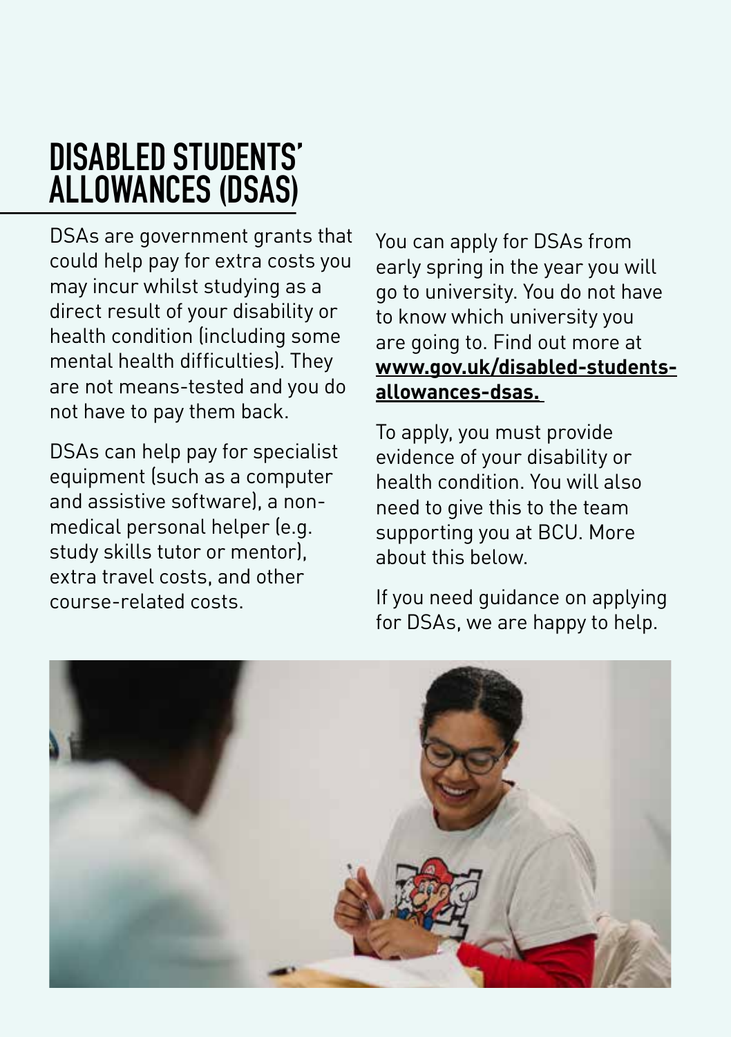# DISABLED STUDENTS' ALLOWANCES (DSAS)

DSAs are government grants that could help pay for extra costs you may incur whilst studying as a direct result of your disability or health condition (including some mental health difficulties). They are not means-tested and you do not have to pay them back.

DSAs can help pay for specialist equipment (such as a computer and assistive software), a non-medical personal helper (e.g. study skills tutor or mentor), extra travel costs, and other course-related costs.

You can apply for DSAs from early spring in the year you will go to university. You do not have to know which university you are going to. Find out more at **www.gov.uk/disabled-students-allowances-dsas.**

To apply, you must provide evidence of your disability or health condition. You will also need to give this to the team supporting you at BCU. More about this below.

If you need guidance on applying for DSAs, we are happy to help.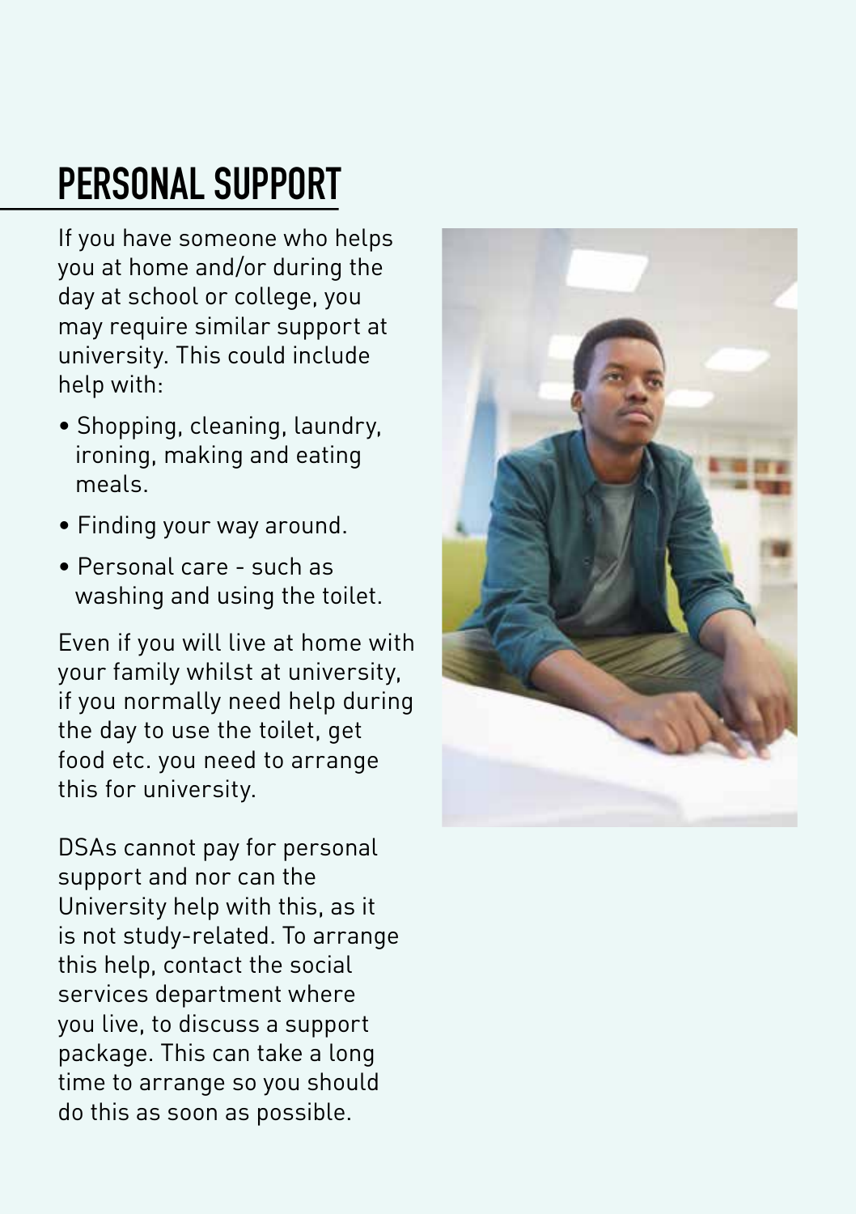# PERSONAL SUPPORT

If you have someone who helps you at home and/or during the day at school or college, you may require similar support at university. This could include help with:

- Shopping, cleaning, laundry, ironing, making and eating meals.
- Finding your way around.
- Personal care - such as washing and using the toilet.

Even if you will live at home with your family whilst at university, if you normally need help during the day to use the toilet, get food etc. you need to arrange this for university.

DSAs cannot pay for personal support and nor can the University help with this, as it is not study-related. To arrange this help, contact the social services department where you live, to discuss a support package. This can take a long time to arrange so you should do this as soon as possible.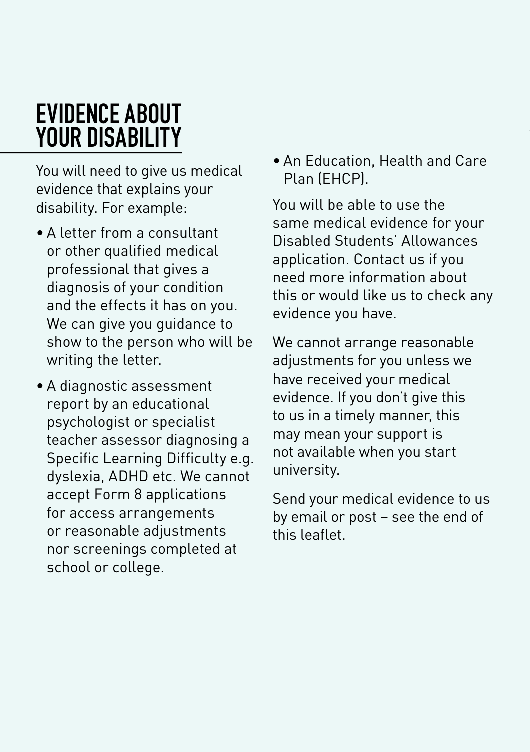## EVIDENCE ABOUT YOUR DISABILITY

You will need to give us medical evidence that explains your disability. For example:

- A letter from a consultant or other qualified medical professional that gives a diagnosis of your condition and the effects it has on you. We can give you guidance to show to the person who will be writing the letter.
- A diagnostic assessment report by an educational psychologist or specialist teacher assessor diagnosing a Specific Learning Difficulty e.g. dyslexia, ADHD etc. We cannot accept Form 8 applications for access arrangements or reasonable adjustments nor screenings completed at school or college.
- An Education, Health and Care Plan (EHCP).

You will be able to use the same medical evidence for your Disabled Students' Allowances application. Contact us if you need more information about this or would like us to check any evidence you have.

We cannot arrange reasonable adjustments for you unless we have received your medical evidence. If you don't give this to us in a timely manner, this may mean your support is not available when you start university.

Send your medical evidence to us by email or post – see the end of this leaflet.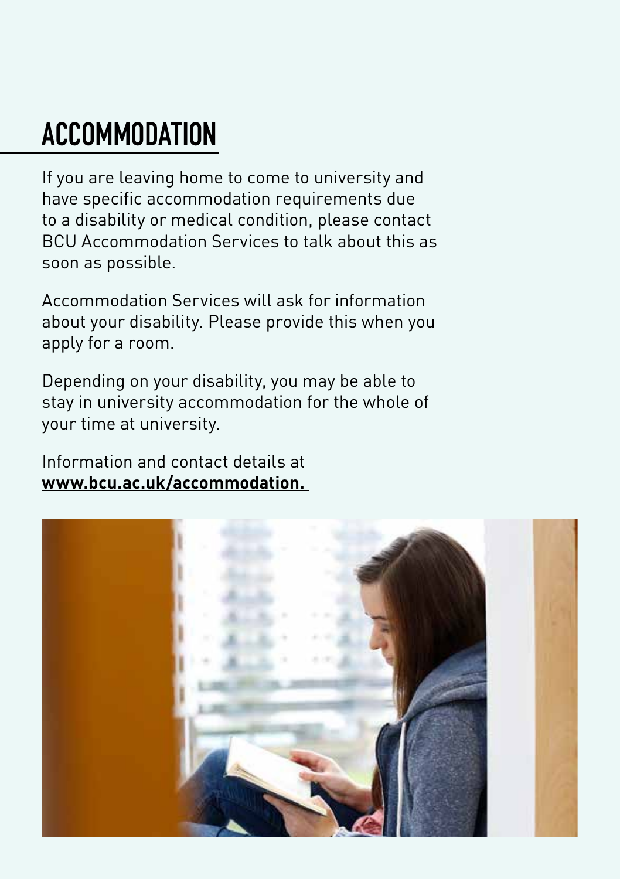# ACCOMMODATION

If you are leaving home to come to university and have specific accommodation requirements due to a disability or medical condition, please contact BCU Accommodation Services to talk about this as soon as possible.

Accommodation Services will ask for information about your disability. Please provide this when you apply for a room.

Depending on your disability, you may be able to stay in university accommodation for the whole of your time at university.

Information and contact details at **www.bcu.ac.uk/accommodation.**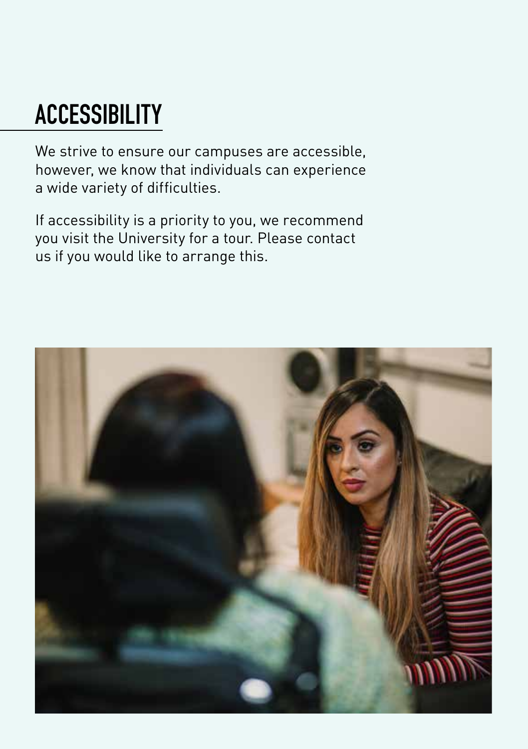# ACCESSIBILITY

We strive to ensure our campuses are accessible, however, we know that individuals can experience a wide variety of difficulties.

If accessibility is a priority to you, we recommend you visit the University for a tour. Please contact us if you would like to arrange this.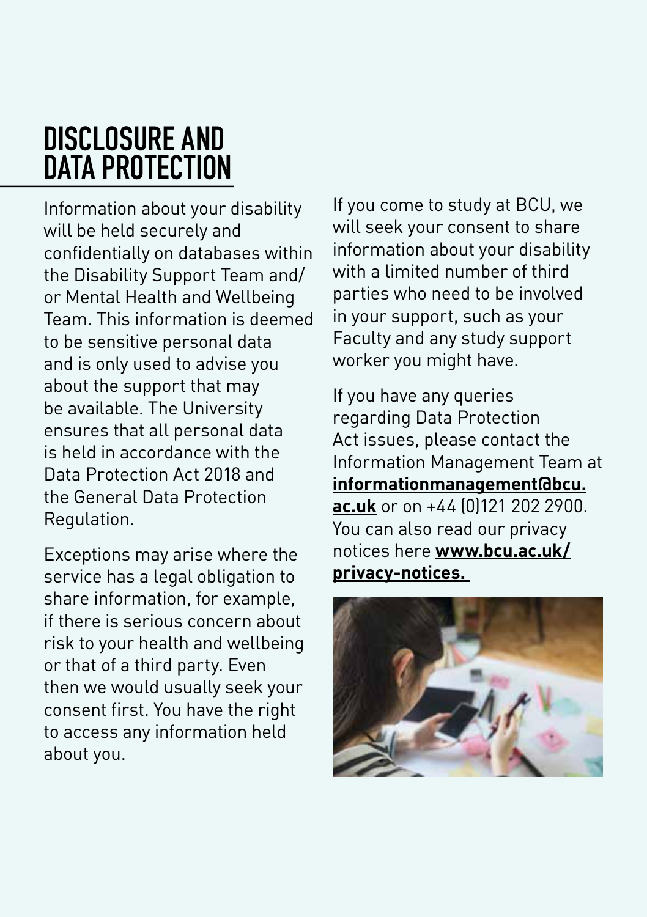# DISCLOSURE AND DATA PROTECTION

Information about your disability will be held securely and confidentially on databases within the Disability Support Team and/or Mental Health and Wellbeing Team. This information is deemed to be sensitive personal data and is only used to advise you about the support that may be available. The University ensures that all personal data is held in accordance with the Data Protection Act 2018 and the General Data Protection Regulation.

Exceptions may arise where the service has a legal obligation to share information, for example, if there is serious concern about risk to your health and wellbeing or that of a third party. Even then we would usually seek your consent first. You have the right to access any information held about you.

If you come to study at BCU, we will seek your consent to share information about your disability with a limited number of third parties who need to be involved in your support, such as your Faculty and any study support worker you might have.

If you have any queries regarding Data Protection Act issues, please contact the Information Management Team at **informationmanagement@bcu.ac.uk** or on +44 (0)121 202 2900. You can also read our privacy notices here **www.bcu.ac.uk/privacy-notices.**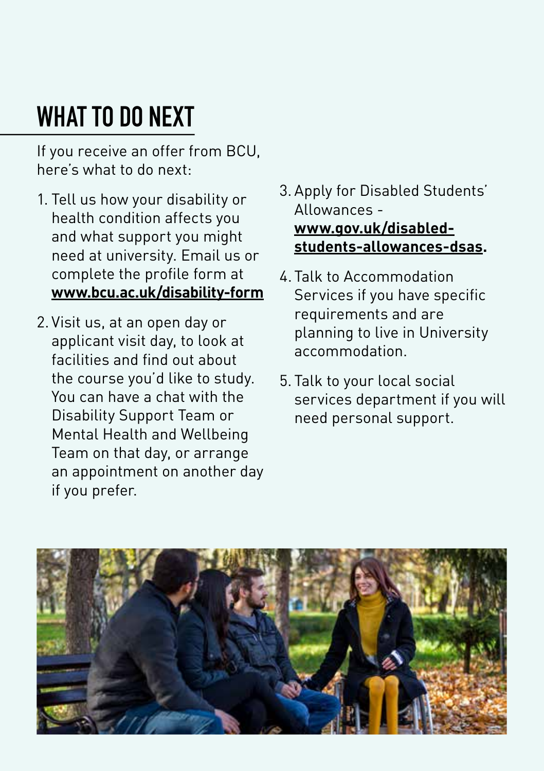# WHAT TO DO NEXT

If you receive an offer from BCU, here's what to do next:

1. Tell us how your disability or health condition affects you and what support you might need at university. Email us or complete the profile form at **www.bcu.ac.uk/disability-form**

2. Visit us, at an open day or applicant visit day, to look at facilities and find out about the course you'd like to study. You can have a chat with the Disability Support Team or Mental Health and Wellbeing Team on that day, or arrange an appointment on another day if you prefer.

3. Apply for Disabled Students' Allowances - **www.gov.uk/disabled-students-allowances-dsas.**

4. Talk to Accommodation Services if you have specific requirements and are planning to live in University accommodation.

5. Talk to your local social services department if you will need personal support.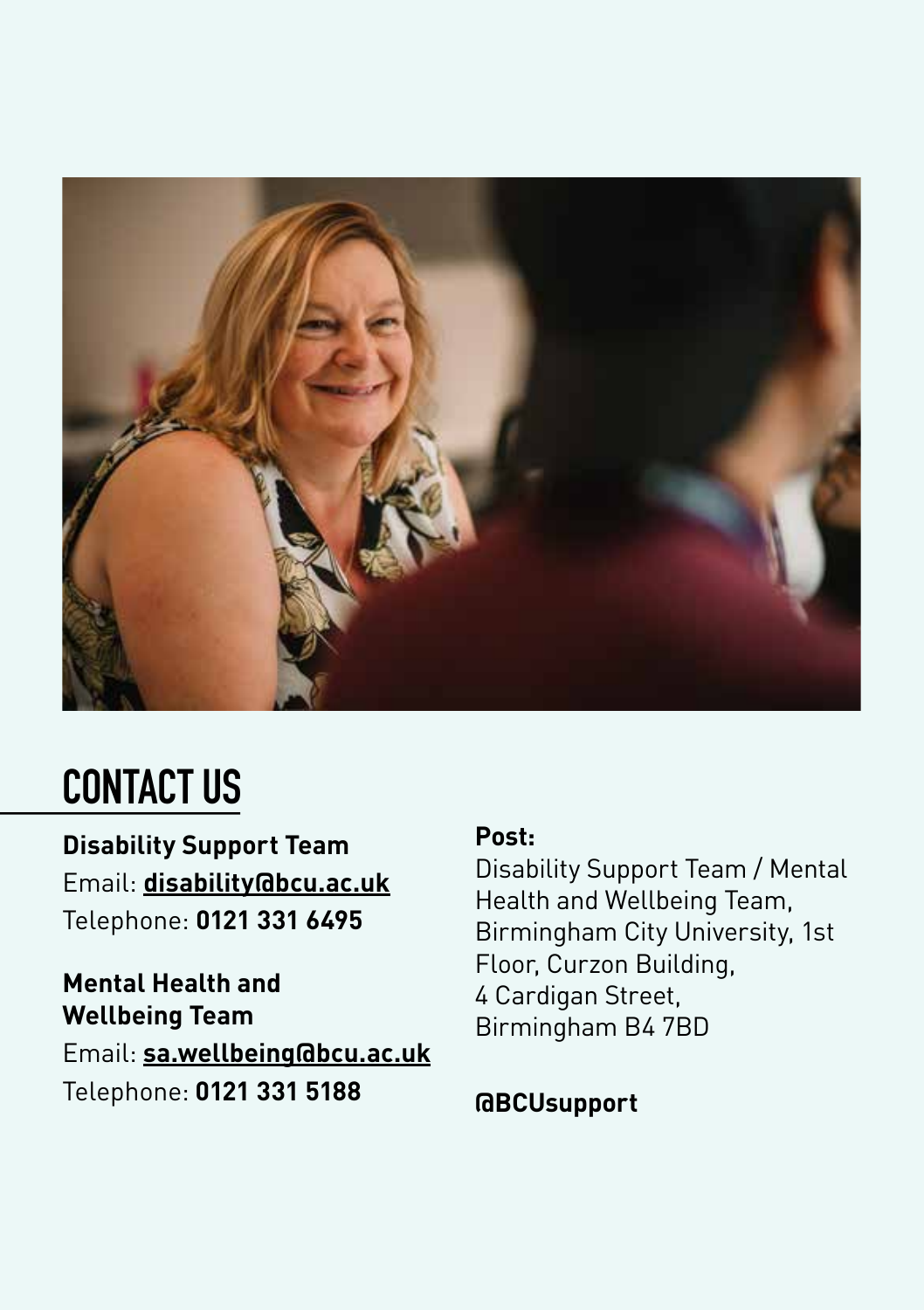# CONTACT US

**Disability Support Team**
Email: **disability@bcu.ac.uk**
Telephone: **0121 331 6495**

**Mental Health and Wellbeing Team**
Email: **sa.wellbeing@bcu.ac.uk**
Telephone: **0121 331 5188**

**Post:**
Disability Support Team / Mental Health and Wellbeing Team, Birmingham City University, 1st Floor, Curzon Building, 4 Cardigan Street, Birmingham B4 7BD

**@BCUsupport**